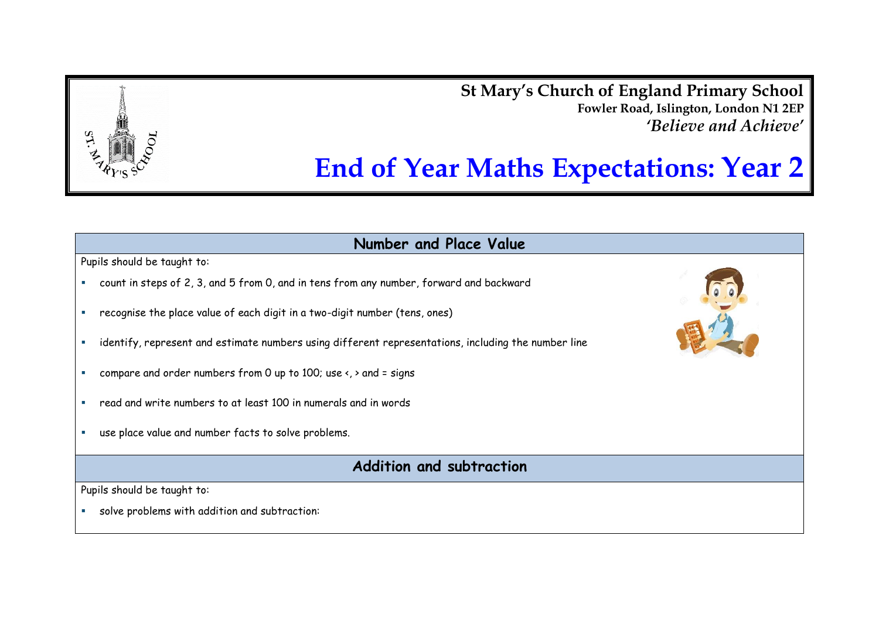**St Mary's Church of England Primary School**
**Fowler Road, Islington, London N1 2EP**
***'Believe and Achieve'***

# End of Year Maths Expectations: Year 2

## Number and Place Value

Pupils should be taught to:

- count in steps of 2, 3, and 5 from 0, and in tens from any number, forward and backward
- recognise the place value of each digit in a two-digit number (tens, ones)
- identify, represent and estimate numbers using different representations, including the number line
- compare and order numbers from 0 up to 100; use <, > and = signs
- read and write numbers to at least 100 in numerals and in words
- use place value and number facts to solve problems.

## Addition and subtraction

Pupils should be taught to:

- solve problems with addition and subtraction: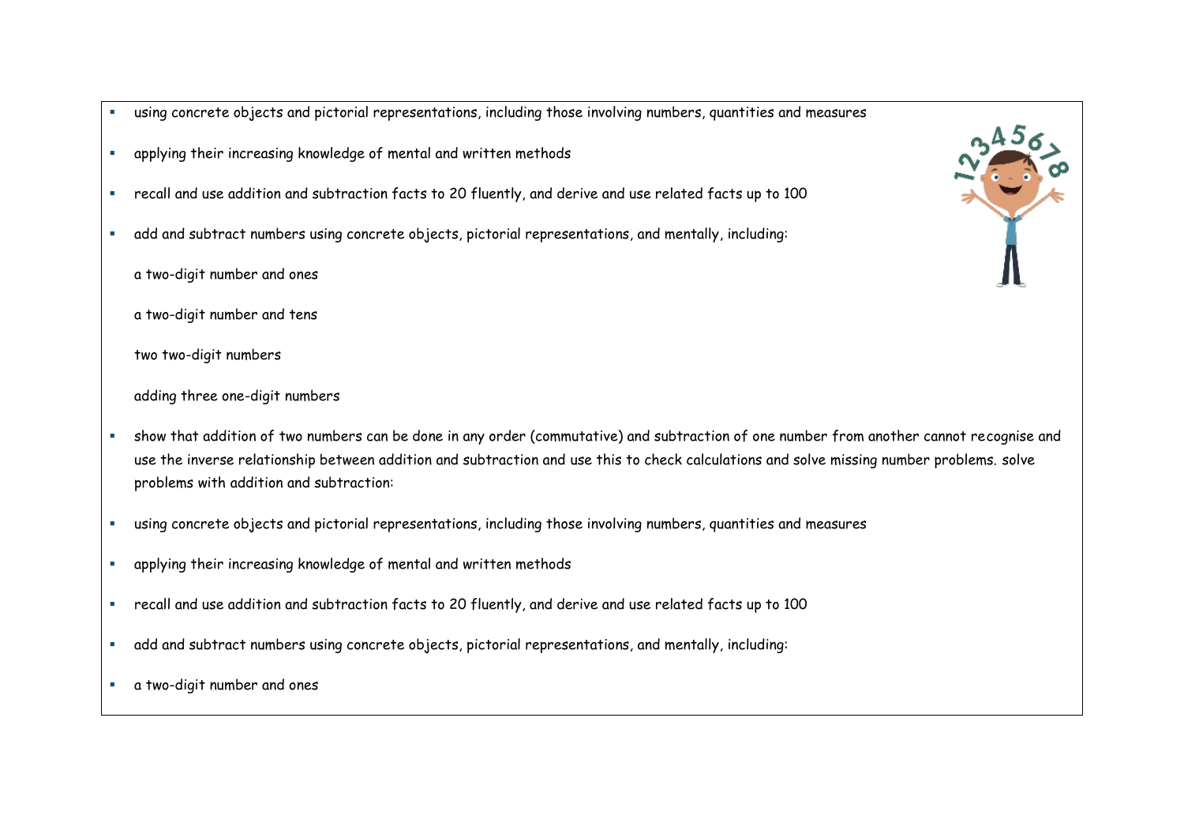- using concrete objects and pictorial representations, including those involving numbers, quantities and measures
- applying their increasing knowledge of mental and written methods
- recall and use addition and subtraction facts to 20 fluently, and derive and use related facts up to 100
- add and subtract numbers using concrete objects, pictorial representations, and mentally, including:

  a two-digit number and ones

  a two-digit number and tens

  two two-digit numbers

  adding three one-digit numbers

- show that addition of two numbers can be done in any order (commutative) and subtraction of one number from another cannot recognise and use the inverse relationship between addition and subtraction and use this to check calculations and solve missing number problems. solve problems with addition and subtraction:
- using concrete objects and pictorial representations, including those involving numbers, quantities and measures
- applying their increasing knowledge of mental and written methods
- recall and use addition and subtraction facts to 20 fluently, and derive and use related facts up to 100
- add and subtract numbers using concrete objects, pictorial representations, and mentally, including:
- a two-digit number and ones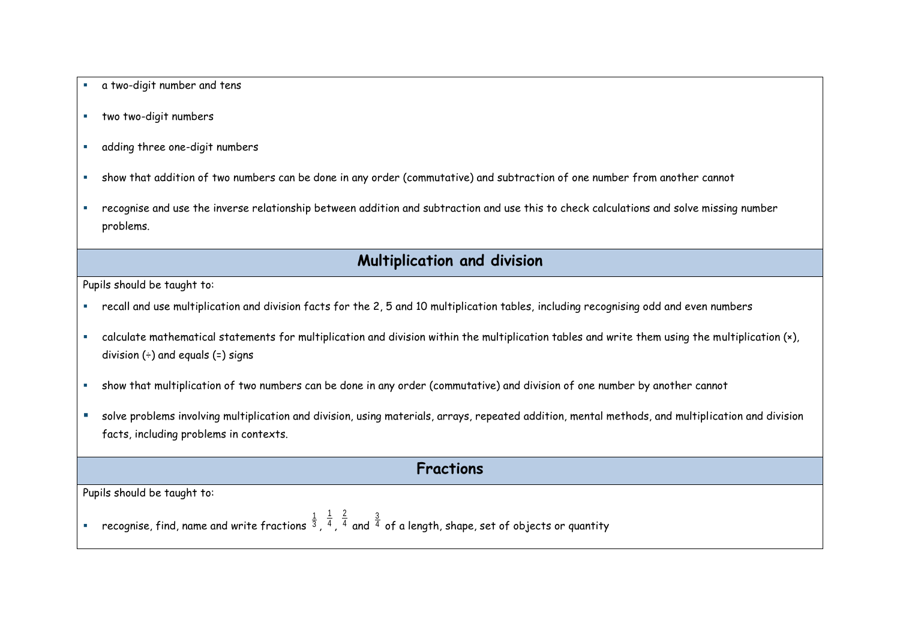- a two-digit number and tens
- two two-digit numbers
- adding three one-digit numbers
- show that addition of two numbers can be done in any order (commutative) and subtraction of one number from another cannot
- recognise and use the inverse relationship between addition and subtraction and use this to check calculations and solve missing number problems.

## Multiplication and division

Pupils should be taught to:

- recall and use multiplication and division facts for the 2, 5 and 10 multiplication tables, including recognising odd and even numbers
- calculate mathematical statements for multiplication and division within the multiplication tables and write them using the multiplication (×), division (÷) and equals (=) signs
- show that multiplication of two numbers can be done in any order (commutative) and division of one number by another cannot
- solve problems involving multiplication and division, using materials, arrays, repeated addition, mental methods, and multiplication and division facts, including problems in contexts.

## Fractions

Pupils should be taught to:

- recognise, find, name and write fractions $\frac{1}{3}$, $\frac{1}{4}$, $\frac{2}{4}$ and $\frac{3}{4}$ of a length, shape, set of objects or quantity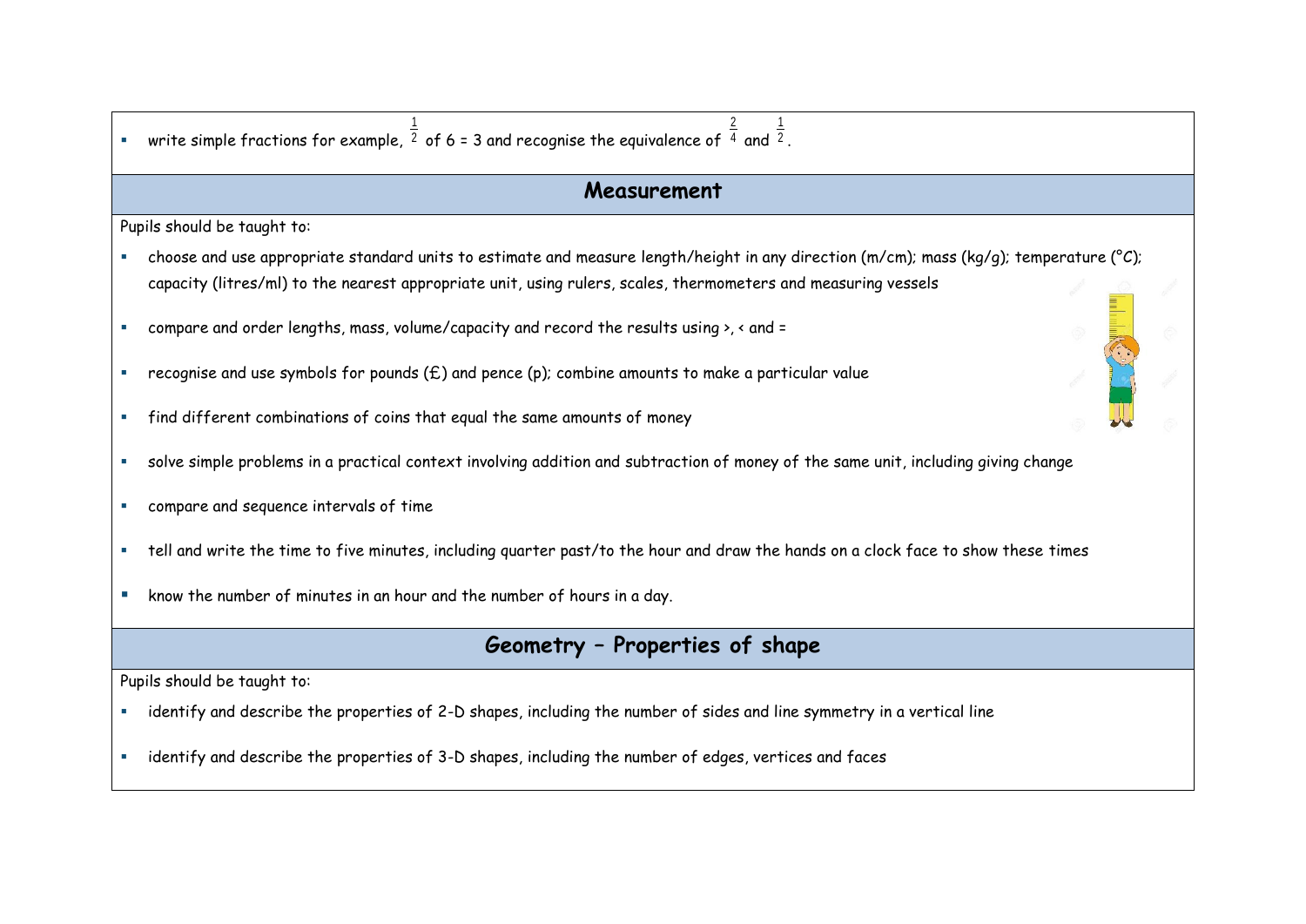- write simple fractions for example, $\frac{1}{2}$ of 6 = 3 and recognise the equivalence of $\frac{2}{4}$ and $\frac{1}{2}$.

## Measurement

Pupils should be taught to:

- choose and use appropriate standard units to estimate and measure length/height in any direction (m/cm); mass (kg/g); temperature (°C); capacity (litres/ml) to the nearest appropriate unit, using rulers, scales, thermometers and measuring vessels
- compare and order lengths, mass, volume/capacity and record the results using >, < and =
- recognise and use symbols for pounds (£) and pence (p); combine amounts to make a particular value
- find different combinations of coins that equal the same amounts of money
- solve simple problems in a practical context involving addition and subtraction of money of the same unit, including giving change
- compare and sequence intervals of time
- tell and write the time to five minutes, including quarter past/to the hour and draw the hands on a clock face to show these times
- know the number of minutes in an hour and the number of hours in a day.

## Geometry – Properties of shape

Pupils should be taught to:

- identify and describe the properties of 2-D shapes, including the number of sides and line symmetry in a vertical line
- identify and describe the properties of 3-D shapes, including the number of edges, vertices and faces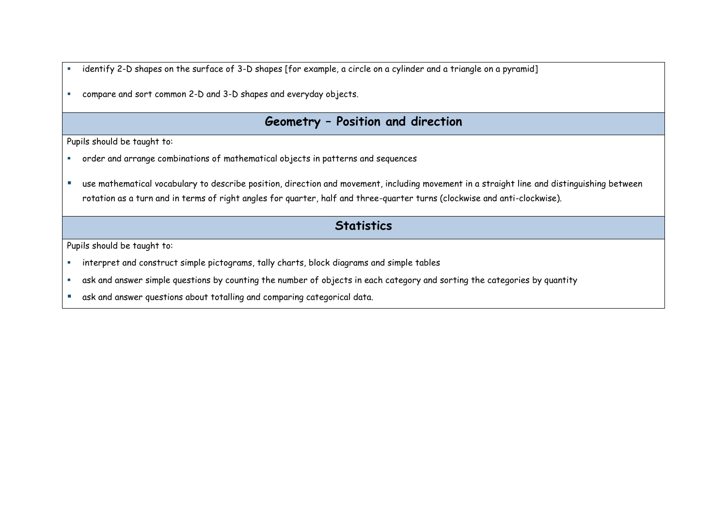- identify 2-D shapes on the surface of 3-D shapes [for example, a circle on a cylinder and a triangle on a pyramid]
- compare and sort common 2-D and 3-D shapes and everyday objects.

## Geometry – Position and direction

Pupils should be taught to:

- order and arrange combinations of mathematical objects in patterns and sequences
- use mathematical vocabulary to describe position, direction and movement, including movement in a straight line and distinguishing between rotation as a turn and in terms of right angles for quarter, half and three-quarter turns (clockwise and anti-clockwise).

## Statistics

Pupils should be taught to:

- interpret and construct simple pictograms, tally charts, block diagrams and simple tables
- ask and answer simple questions by counting the number of objects in each category and sorting the categories by quantity
- ask and answer questions about totalling and comparing categorical data.